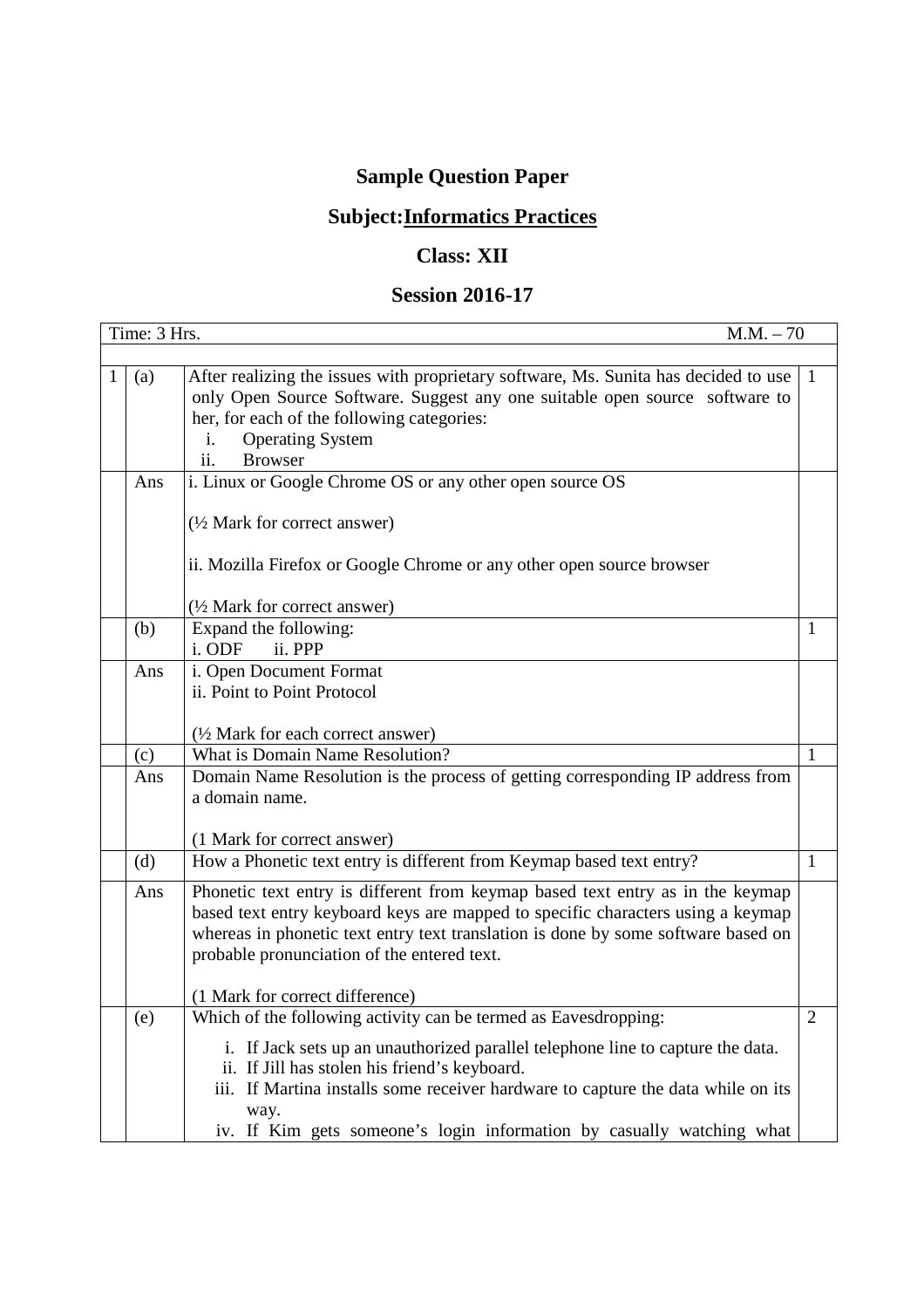# Sample Question Paper

## Subject: Informatics Practices

## Class: XII

## Session 2016-17

| Time: 3 Hrs. | | M.M. – 70 | |
|---|---|---|---|
| 1 | (a) | After realizing the issues with proprietary software, Ms. Sunita has decided to use only Open Source Software. Suggest any one suitable open source software to her, for each of the following categories:<br>i. Operating System<br>ii. Browser | 1 |
| | Ans | i. Linux or Google Chrome OS or any other open source OS<br><br>(½ Mark for correct answer)<br><br>ii. Mozilla Firefox or Google Chrome or any other open source browser<br><br>(½ Mark for correct answer) | |
| | (b) | Expand the following:<br>i. ODF ii. PPP | 1 |
| | Ans | i. Open Document Format<br>ii. Point to Point Protocol<br><br>(½ Mark for each correct answer) | |
| | (c) | What is Domain Name Resolution? | 1 |
| | Ans | Domain Name Resolution is the process of getting corresponding IP address from a domain name.<br><br>(1 Mark for correct answer) | |
| | (d) | How a Phonetic text entry is different from Keymap based text entry? | 1 |
| | Ans | Phonetic text entry is different from keymap based text entry as in the keymap based text entry keyboard keys are mapped to specific characters using a keymap whereas in phonetic text entry text translation is done by some software based on probable pronunciation of the entered text.<br><br>(1 Mark for correct difference) | |
| | (e) | Which of the following activity can be termed as Eavesdropping:<br>i. If Jack sets up an unauthorized parallel telephone line to capture the data.<br>ii. If Jill has stolen his friend's keyboard.<br>iii. If Martina installs some receiver hardware to capture the data while on its way.<br>iv. If Kim gets someone's login information by casually watching what | 2 |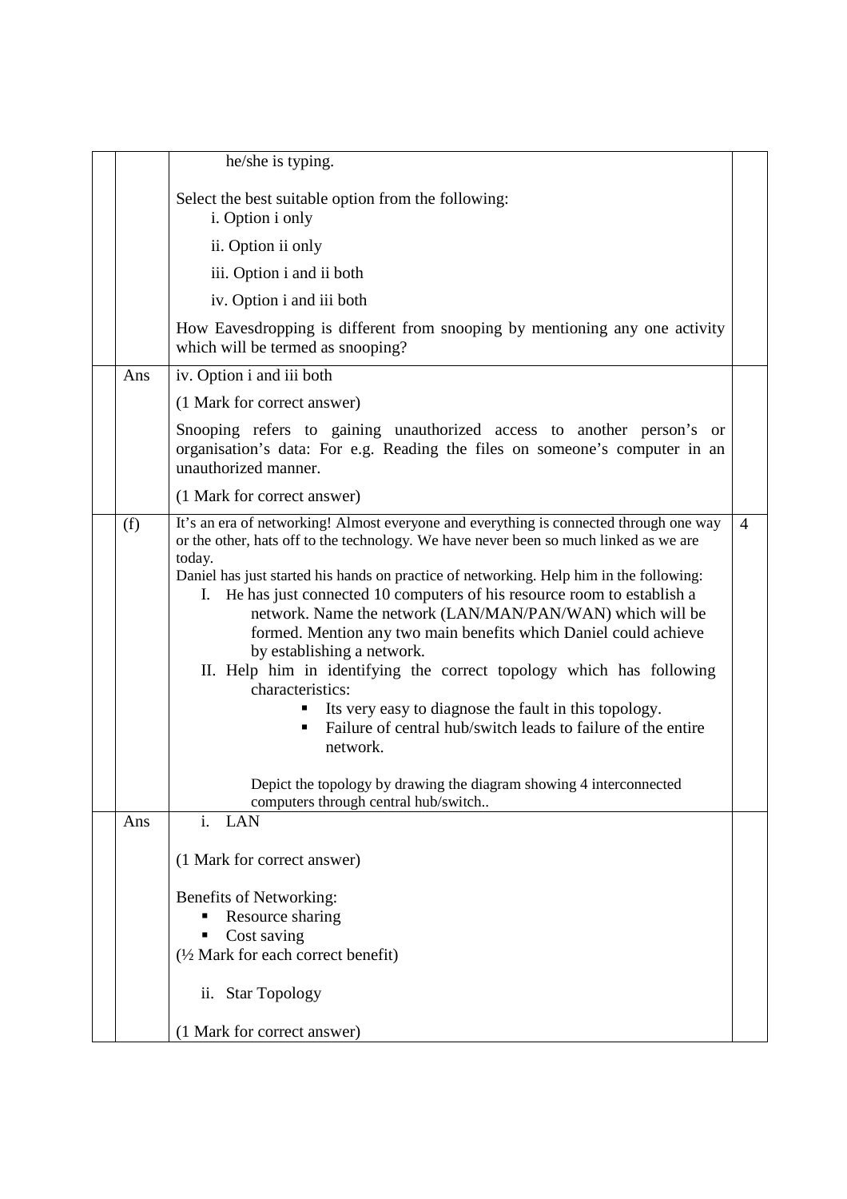| | | | |
|---|---|---|---|
| | | he/she is typing.<br><br>Select the best suitable option from the following:<br>i. Option i only<br>ii. Option ii only<br>iii. Option i and ii both<br>iv. Option i and iii both<br><br>How Eavesdropping is different from snooping by mentioning any one activity which will be termed as snooping? | |
| | Ans | iv. Option i and iii both<br><br>(1 Mark for correct answer)<br><br>Snooping refers to gaining unauthorized access to another person's or organisation's data: For e.g. Reading the files on someone's computer in an unauthorized manner.<br><br>(1 Mark for correct answer) | |
| | (f) | It's an era of networking! Almost everyone and everything is connected through one way or the other, hats off to the technology. We have never been so much linked as we are today.<br>Daniel has just started his hands on practice of networking. Help him in the following:<br>I. He has just connected 10 computers of his resource room to establish a network. Name the network (LAN/MAN/PAN/WAN) which will be formed. Mention any two main benefits which Daniel could achieve by establishing a network.<br>II. Help him in identifying the correct topology which has following characteristics:<br>▪ Its very easy to diagnose the fault in this topology.<br>▪ Failure of central hub/switch leads to failure of the entire network.<br><br>Depict the topology by drawing the diagram showing 4 interconnected computers through central hub/switch.. | 4 |
| | Ans | i. LAN<br><br>(1 Mark for correct answer)<br><br>Benefits of Networking:<br>▪ Resource sharing<br>▪ Cost saving<br>(½ Mark for each correct benefit)<br><br>ii. Star Topology<br><br>(1 Mark for correct answer) | |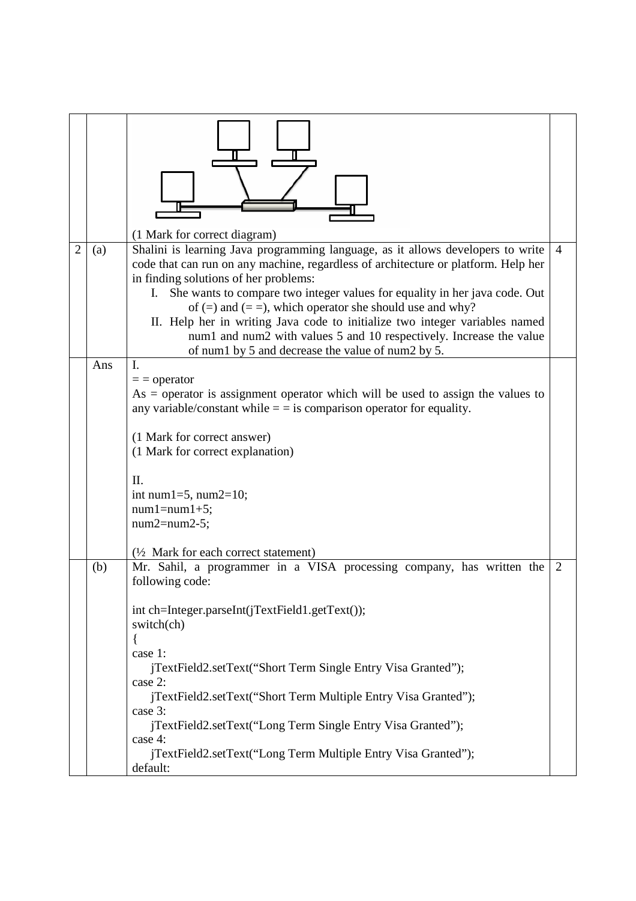| | | | |
|---|---|---|---|
| | | (1 Mark for correct diagram) | |
| 2 | (a) | Shalini is learning Java programming language, as it allows developers to write code that can run on any machine, regardless of architecture or platform. Help her in finding solutions of her problems:<br>I. She wants to compare two integer values for equality in her java code. Out of (=) and (= =), which operator she should use and why?<br>II. Help her in writing Java code to initialize two integer variables named num1 and num2 with values 5 and 10 respectively. Increase the value of num1 by 5 and decrease the value of num2 by 5. | 4 |
| | Ans | I.<br>= = operator<br>As = operator is assignment operator which will be used to assign the values to any variable/constant while = = is comparison operator for equality.<br><br>(1 Mark for correct answer)<br>(1 Mark for correct explanation)<br><br>II.<br>int num1=5, num2=10;<br>num1=num1+5;<br>num2=num2-5;<br><br>(½ Mark for each correct statement) | |
| | (b) | Mr. Sahil, a programmer in a VISA processing company, has written the following code:<br><br>int ch=Integer.parseInt(jTextField1.getText());<br>switch(ch)<br>{<br>case 1:<br>jTextField2.setText("Short Term Single Entry Visa Granted");<br>case 2:<br>jTextField2.setText("Short Term Multiple Entry Visa Granted");<br>case 3:<br>jTextField2.setText("Long Term Single Entry Visa Granted");<br>case 4:<br>jTextField2.setText("Long Term Multiple Entry Visa Granted");<br>default: | 2 |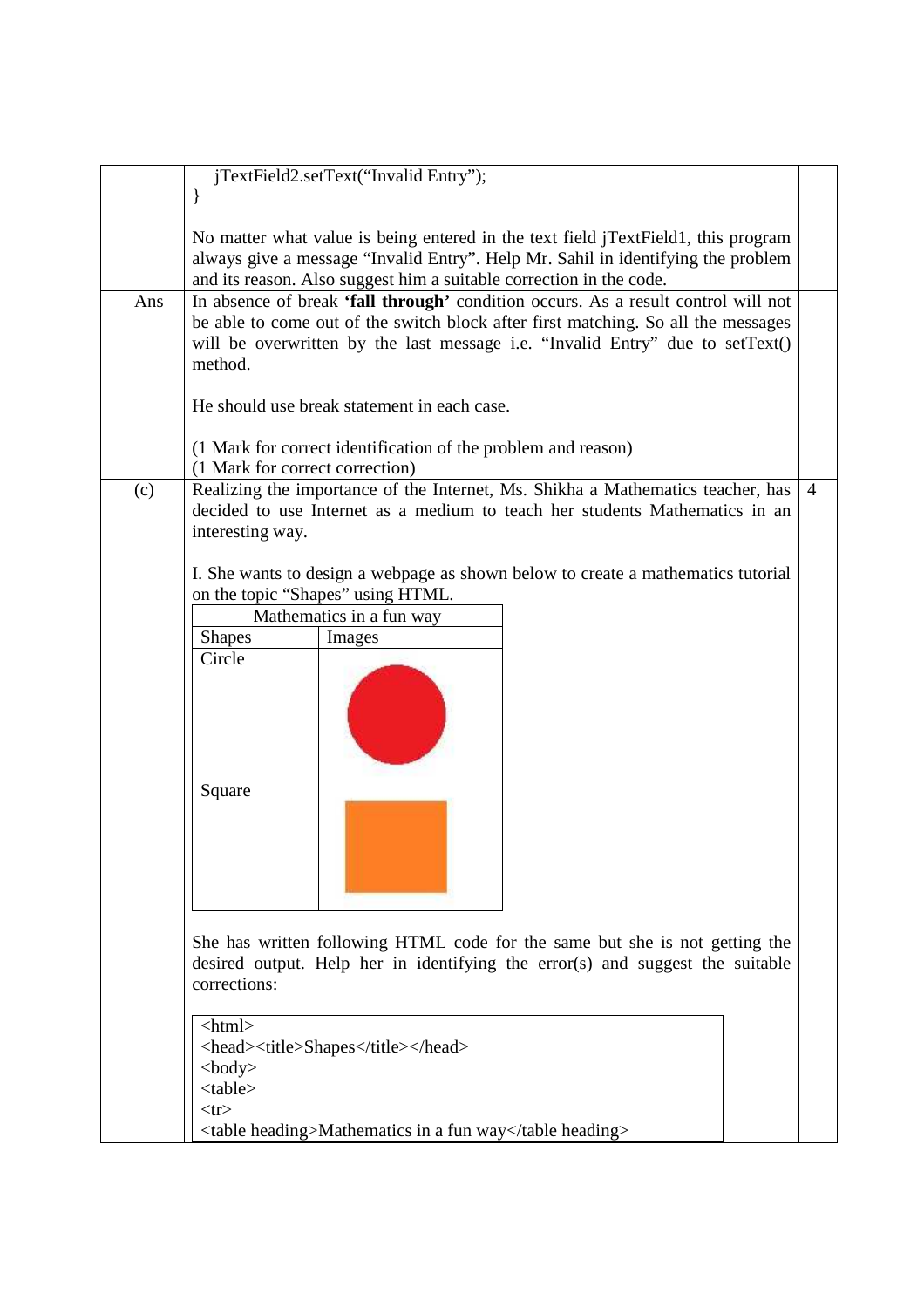```
    jTextField2.setText("Invalid Entry");
}
```

No matter what value is being entered in the text field jTextField1, this program always give a message "Invalid Entry". Help Mr. Sahil in identifying the problem and its reason. Also suggest him a suitable correction in the code.

**Ans** In absence of break **'fall through'** condition occurs. As a result control will not be able to come out of the switch block after first matching. So all the messages will be overwritten by the last message i.e. "Invalid Entry" due to setText() method.

He should use break statement in each case.

(1 Mark for correct identification of the problem and reason)
(1 Mark for correct correction)

**(c)** Realizing the importance of the Internet, Ms. Shikha a Mathematics teacher, has decided to use Internet as a medium to teach her students Mathematics in an interesting way. **4**

I. She wants to design a webpage as shown below to create a mathematics tutorial on the topic "Shapes" using HTML.

| Mathematics in a fun way | |
|---|---|
| Shapes | Images |
| Circle | (red circle) |
| Square | (orange square) |

She has written following HTML code for the same but she is not getting the desired output. Help her in identifying the error(s) and suggest the suitable corrections:

```
<html>
<head><title>Shapes</title></head>
<body>
<table>
<tr>
<table heading>Mathematics in a fun way</table heading>
```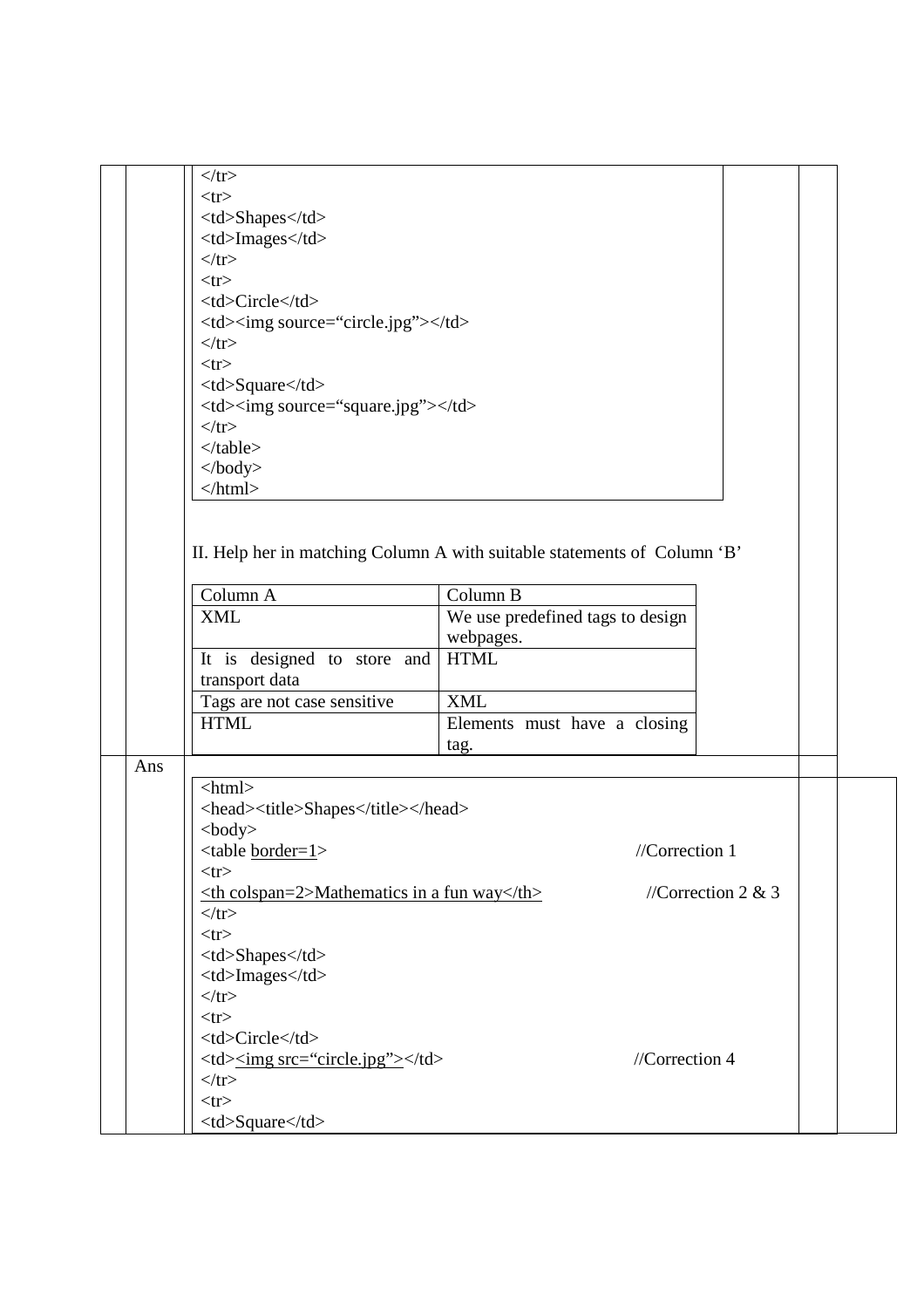```
</tr>
<tr>
<td>Shapes</td>
<td>Images</td>
</tr>
<tr>
<td>Circle</td>
<td><img source="circle.jpg"></td>
</tr>
<tr>
<td>Square</td>
<td><img source="square.jpg"></td>
</tr>
</table>
</body>
</html>
```

II. Help her in matching Column A with suitable statements of Column 'B'

| Column A | Column B |
|---|---|
| XML | We use predefined tags to design webpages. |
| It is designed to store and transport data | HTML |
| Tags are not case sensitive | XML |
| HTML | Elements must have a closing tag. |

Ans

```
<html>
<head><title>Shapes</title></head>
<body>
<table border=1>                                        //Correction 1
<tr>
<th colspan=2>Mathematics in a fun way</th>             //Correction 2 & 3
</tr>
<tr>
<td>Shapes</td>
<td>Images</td>
</tr>
<tr>
<td>Circle</td>
<td><img src="circle.jpg"></td>                         //Correction 4
</tr>
<tr>
<td>Square</td>
```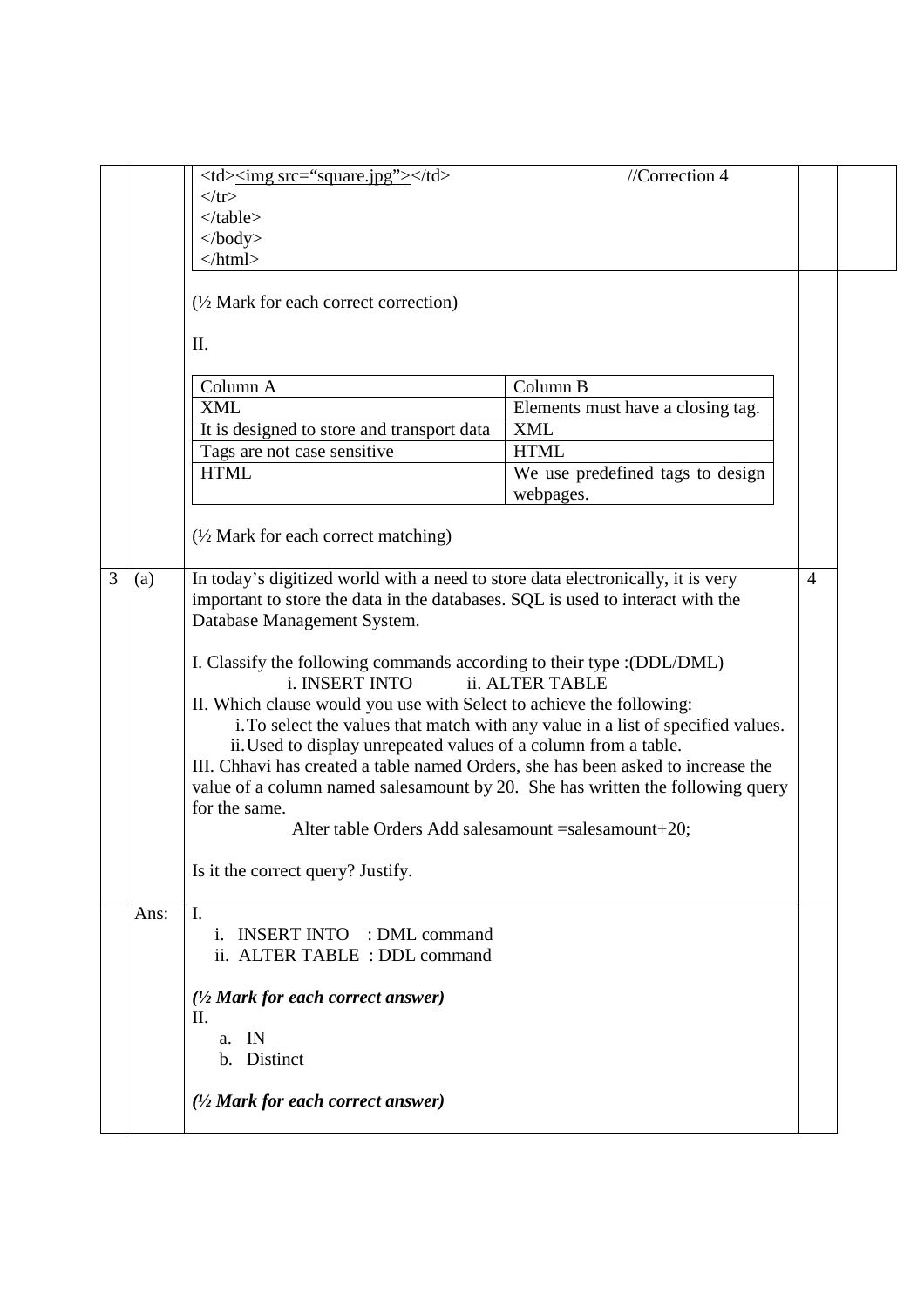```
<td><img src="square.jpg"></td>                    //Correction 4
</tr>
</table>
</body>
</html>
```

(½ Mark for each correct correction)

II.

| Column A | Column B |
| --- | --- |
| XML | Elements must have a closing tag. |
| It is designed to store and transport data | XML |
| Tags are not case sensitive | HTML |
| HTML | We use predefined tags to design webpages. |

(½ Mark for each correct matching)

**3 (a)** In today's digitized world with a need to store data electronically, it is very important to store the data in the databases. SQL is used to interact with the Database Management System. **[4]**

I. Classify the following commands according to their type :(DDL/DML)

i. INSERT INTO    ii. ALTER TABLE

II. Which clause would you use with Select to achieve the following:

i. To select the values that match with any value in a list of specified values.
ii. Used to display unrepeated values of a column from a table.

III. Chhavi has created a table named Orders, she has been asked to increase the value of a column named salesamount by 20. She has written the following query for the same.

Alter table Orders Add salesamount =salesamount+20;

Is it the correct query? Justify.

**Ans:**

I.

i. INSERT INTO : DML command
ii. ALTER TABLE : DDL command

*(½ Mark for each correct answer)*

II.

a. IN
b. Distinct

*(½ Mark for each correct answer)*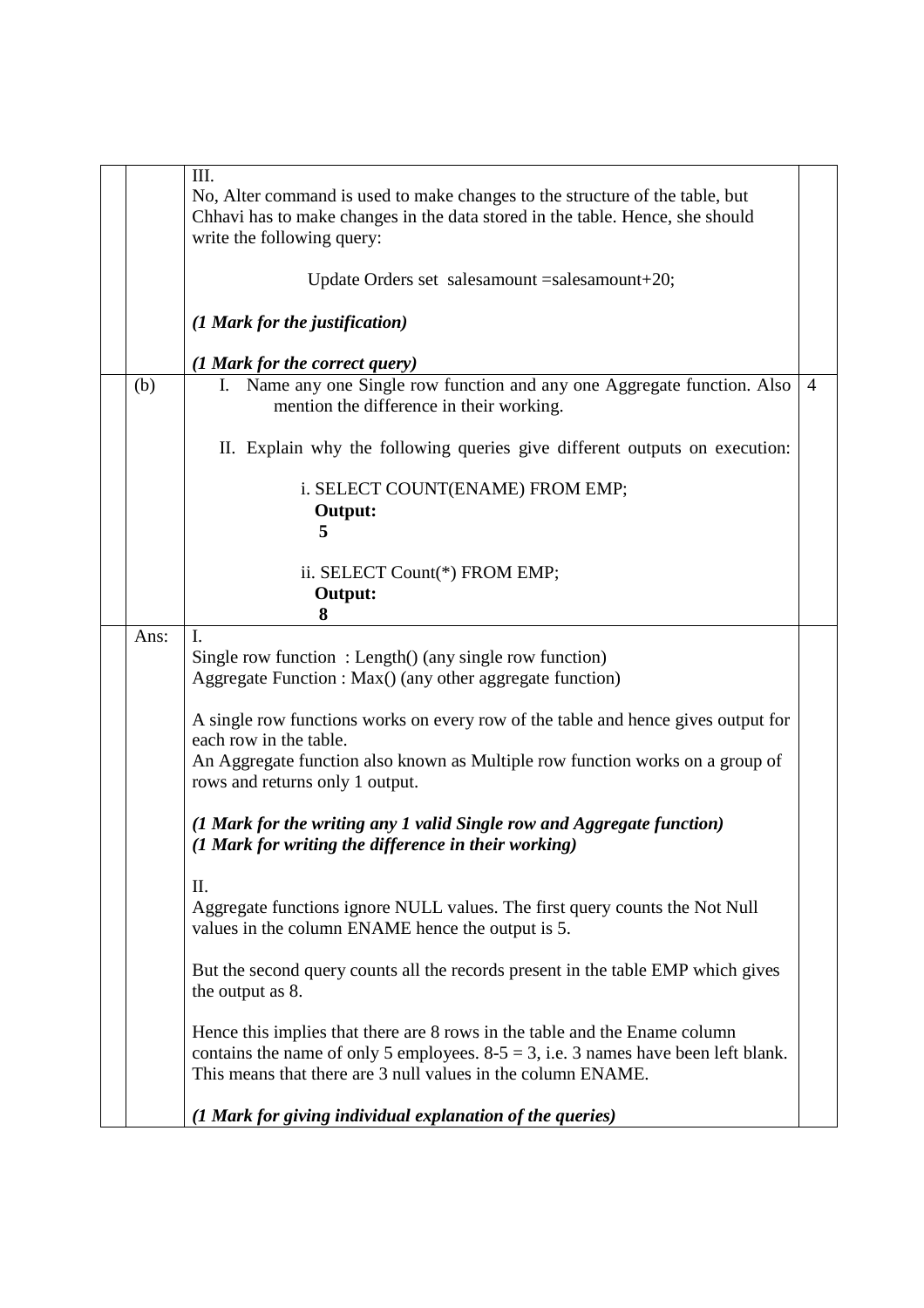| | | | |
|---|---|---|---|
| | | III.<br>No, Alter command is used to make changes to the structure of the table, but Chhavi has to make changes in the data stored in the table. Hence, she should write the following query:<br><br>Update Orders set salesamount =salesamount+20;<br><br>***(1 Mark for the justification)***<br><br>***(1 Mark for the correct query)*** | |
| | (b) | I. Name any one Single row function and any one Aggregate function. Also mention the difference in their working.<br><br>II. Explain why the following queries give different outputs on execution:<br><br>i. SELECT COUNT(ENAME) FROM EMP;<br>**Output:**<br>**5**<br><br>ii. SELECT Count(*) FROM EMP;<br>**Output:**<br>**8** | 4 |
| | Ans: | I.<br>Single row function : Length() (any single row function)<br>Aggregate Function : Max() (any other aggregate function)<br><br>A single row functions works on every row of the table and hence gives output for each row in the table.<br>An Aggregate function also known as Multiple row function works on a group of rows and returns only 1 output.<br><br>***(1 Mark for the writing any 1 valid Single row and Aggregate function)***<br>***(1 Mark for writing the difference in their working)***<br><br>II.<br>Aggregate functions ignore NULL values. The first query counts the Not Null values in the column ENAME hence the output is 5.<br><br>But the second query counts all the records present in the table EMP which gives the output as 8.<br><br>Hence this implies that there are 8 rows in the table and the Ename column contains the name of only 5 employees. 8-5 = 3, i.e. 3 names have been left blank. This means that there are 3 null values in the column ENAME.<br><br>***(1 Mark for giving individual explanation of the queries)*** | |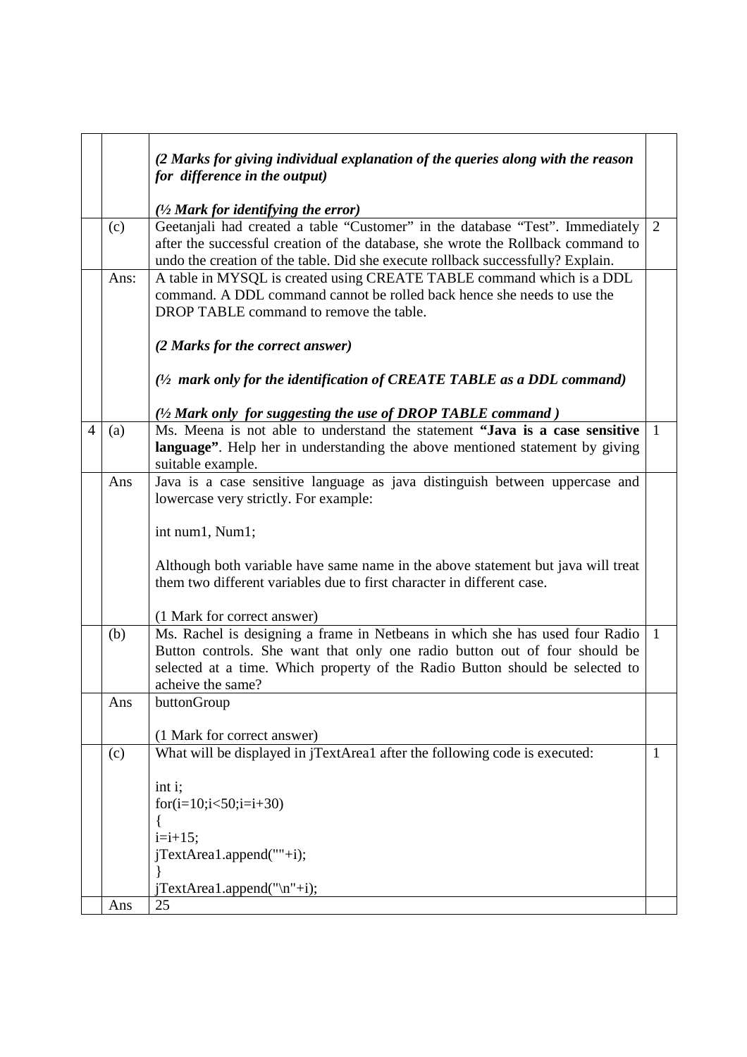| | | | |
|---|---|---|---|
| | | ***(2 Marks for giving individual explanation of the queries along with the reason for difference in the output)*** <br><br> ***(½ Mark for identifying the error)*** | |
| | (c) | Geetanjali had created a table "Customer" in the database "Test". Immediately after the successful creation of the database, she wrote the Rollback command to undo the creation of the table. Did she execute rollback successfully? Explain. | 2 |
| | Ans: | A table in MYSQL is created using CREATE TABLE command which is a DDL command. A DDL command cannot be rolled back hence she needs to use the DROP TABLE command to remove the table. <br><br> ***(2 Marks for the correct answer)*** <br><br> ***(½ mark only for the identification of CREATE TABLE as a DDL command)*** <br><br> ***(½ Mark only for suggesting the use of DROP TABLE command )*** | |
| 4 | (a) | Ms. Meena is not able to understand the statement **"Java is a case sensitive language"**. Help her in understanding the above mentioned statement by giving suitable example. | 1 |
| | Ans | Java is a case sensitive language as java distinguish between uppercase and lowercase very strictly. For example: <br><br> int num1, Num1; <br><br> Although both variable have same name in the above statement but java will treat them two different variables due to first character in different case. <br><br> (1 Mark for correct answer) | |
| | (b) | Ms. Rachel is designing a frame in Netbeans in which she has used four Radio Button controls. She want that only one radio button out of four should be selected at a time. Which property of the Radio Button should be selected to acheive the same? | 1 |
| | Ans | buttonGroup <br><br> (1 Mark for correct answer) | |
| | (c) | What will be displayed in jTextArea1 after the following code is executed: <br><br> int i; <br> for(i=10;i<50;i=i+30) <br> { <br> i=i+15; <br> jTextArea1.append(""+i); <br> } <br> jTextArea1.append("\n"+i); | 1 |
| | Ans | 25 | |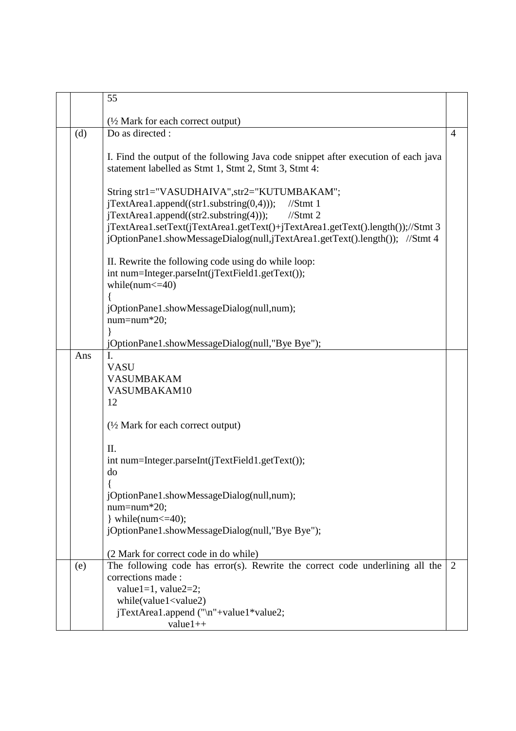| | | | |
|---|---|---|---|
| | | 55<br><br>(½ Mark for each correct output) | |
| | (d) | Do as directed :<br><br>I. Find the output of the following Java code snippet after execution of each java statement labelled as Stmt 1, Stmt 2, Stmt 3, Stmt 4:<br><br>String str1="VASUDHAIVA",str2="KUTUMBAKAM";<br>jTextArea1.append((str1.substring(0,4))); //Stmt 1<br>jTextArea1.append((str2.substring(4))); //Stmt 2<br>jTextArea1.setText(jTextArea1.getText()+jTextArea1.getText().length());//Stmt 3<br>jOptionPane1.showMessageDialog(null,jTextArea1.getText().length()); //Stmt 4<br><br>II. Rewrite the following code using do while loop:<br>int num=Integer.parseInt(jTextField1.getText());<br>while(num<=40)<br>{<br>jOptionPane1.showMessageDialog(null,num);<br>num=num*20;<br>}<br>jOptionPane1.showMessageDialog(null,"Bye Bye"); | 4 |
| | Ans | I.<br>VASU<br>VASUMBAKAM<br>VASUMBAKAM10<br>12<br><br>(½ Mark for each correct output)<br><br>II.<br>int num=Integer.parseInt(jTextField1.getText());<br>do<br>{<br>jOptionPane1.showMessageDialog(null,num);<br>num=num*20;<br>} while(num<=40);<br>jOptionPane1.showMessageDialog(null,"Bye Bye");<br><br>(2 Mark for correct code in do while) | |
| | (e) | The following code has error(s). Rewrite the correct code underlining all the corrections made :<br>value1=1, value2=2;<br>while(value1<value2)<br>jTextArea1.append ("\n"+value1*value2;<br>value1++ | 2 |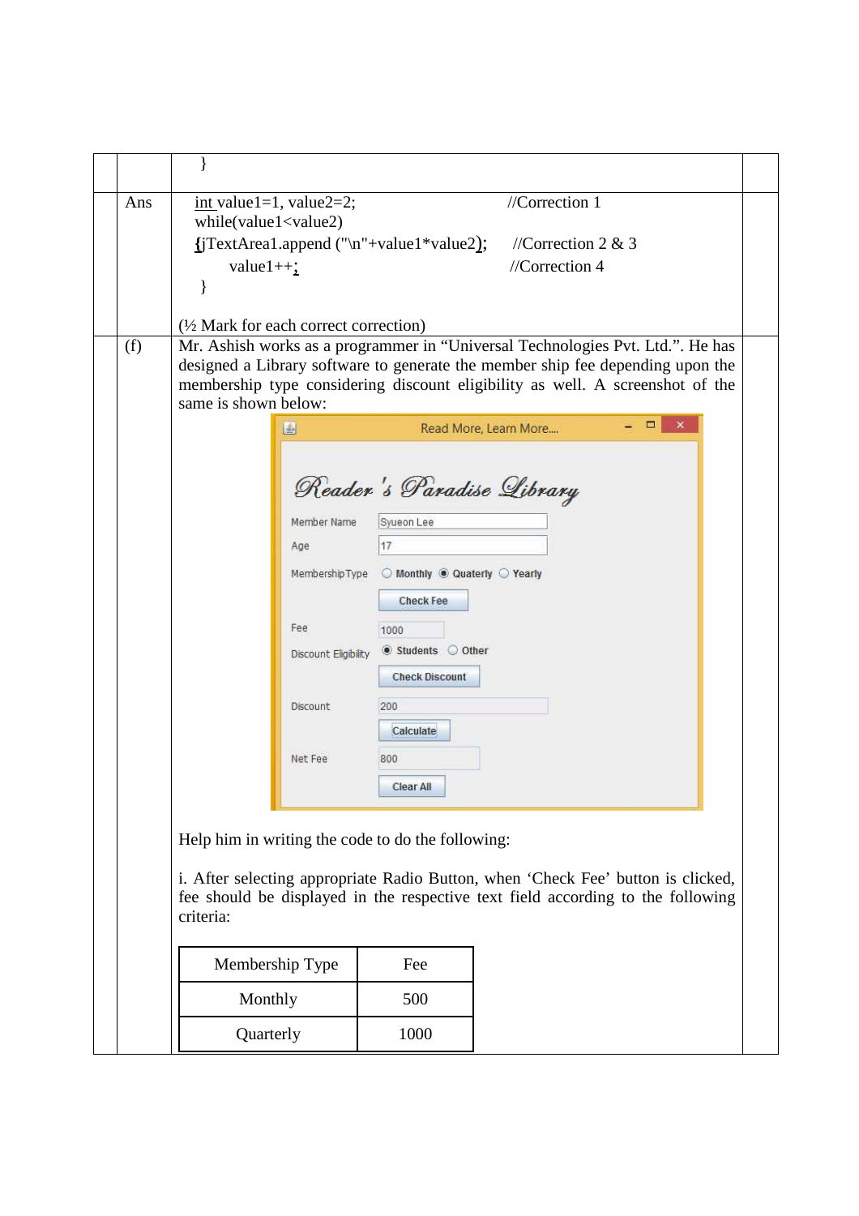}

**Ans**

```
int value1=1, value2=2;                          //Correction 1
while(value1<value2)
{jTextArea1.append ("\n"+value1*value2);         //Correction 2 & 3
    value1++;                                    //Correction 4
}
```

(½ Mark for each correct correction)

**(f)** Mr. Ashish works as a programmer in “Universal Technologies Pvt. Ltd.”. He has designed a Library software to generate the member ship fee depending upon the membership type considering discount eligibility as well. A screenshot of the same is shown below:

Read More, Learn More....

Reader 's Paradise Library

Member Name: Syueon Lee

Age: 17

MembershipType: ○ Monthly ◉ Quaterly ○ Yearly

[Check Fee]

Fee: 1000

Discount Eligibility: ◉ Students ○ Other

[Check Discount]

Discount: 200

[Calculate]

Net Fee: 800

[Clear All]

Help him in writing the code to do the following:

i. After selecting appropriate Radio Button, when ‘Check Fee’ button is clicked, fee should be displayed in the respective text field according to the following criteria:

| Membership Type | Fee |
|---|---|
| Monthly | 500 |
| Quarterly | 1000 |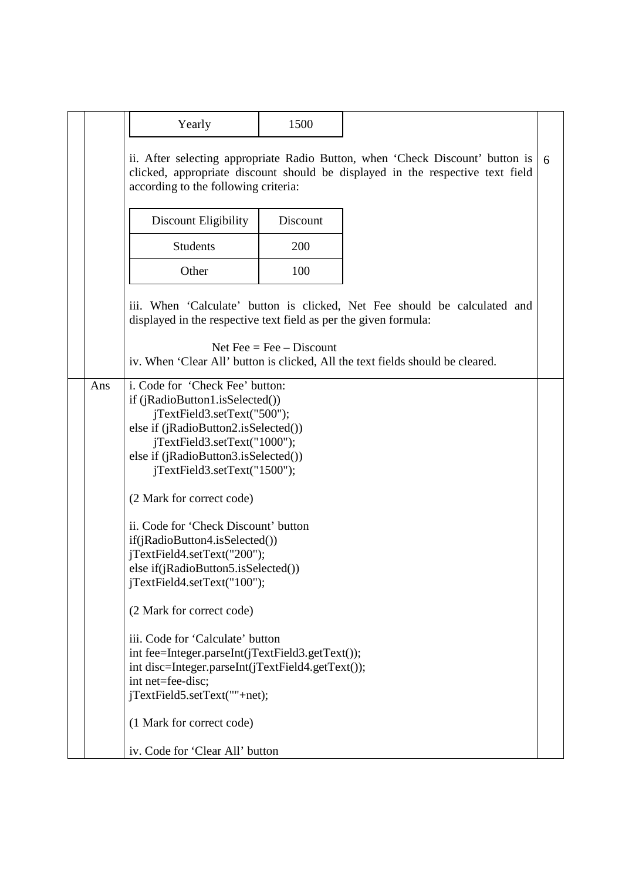| Yearly | 1500 |
|---|---|

ii. After selecting appropriate Radio Button, when 'Check Discount' button is clicked, appropriate discount should be displayed in the respective text field according to the following criteria: 6

| Discount Eligibility | Discount |
|---|---|
| Students | 200 |
| Other | 100 |

iii. When 'Calculate' button is clicked, Net Fee should be calculated and displayed in the respective text field as per the given formula:

Net Fee = Fee – Discount

iv. When 'Clear All' button is clicked, All the text fields should be cleared.

Ans

i. Code for 'Check Fee' button:

```
if (jRadioButton1.isSelected())
     jTextField3.setText("500");
else if (jRadioButton2.isSelected())
     jTextField3.setText("1000");
else if (jRadioButton3.isSelected())
     jTextField3.setText("1500");
```

(2 Mark for correct code)

ii. Code for 'Check Discount' button

```
if(jRadioButton4.isSelected())
jTextField4.setText("200");
else if(jRadioButton5.isSelected())
jTextField4.setText("100");
```

(2 Mark for correct code)

iii. Code for 'Calculate' button

```
int fee=Integer.parseInt(jTextField3.getText());
int disc=Integer.parseInt(jTextField4.getText());
int net=fee-disc;
jTextField5.setText(""+net);
```

(1 Mark for correct code)

iv. Code for 'Clear All' button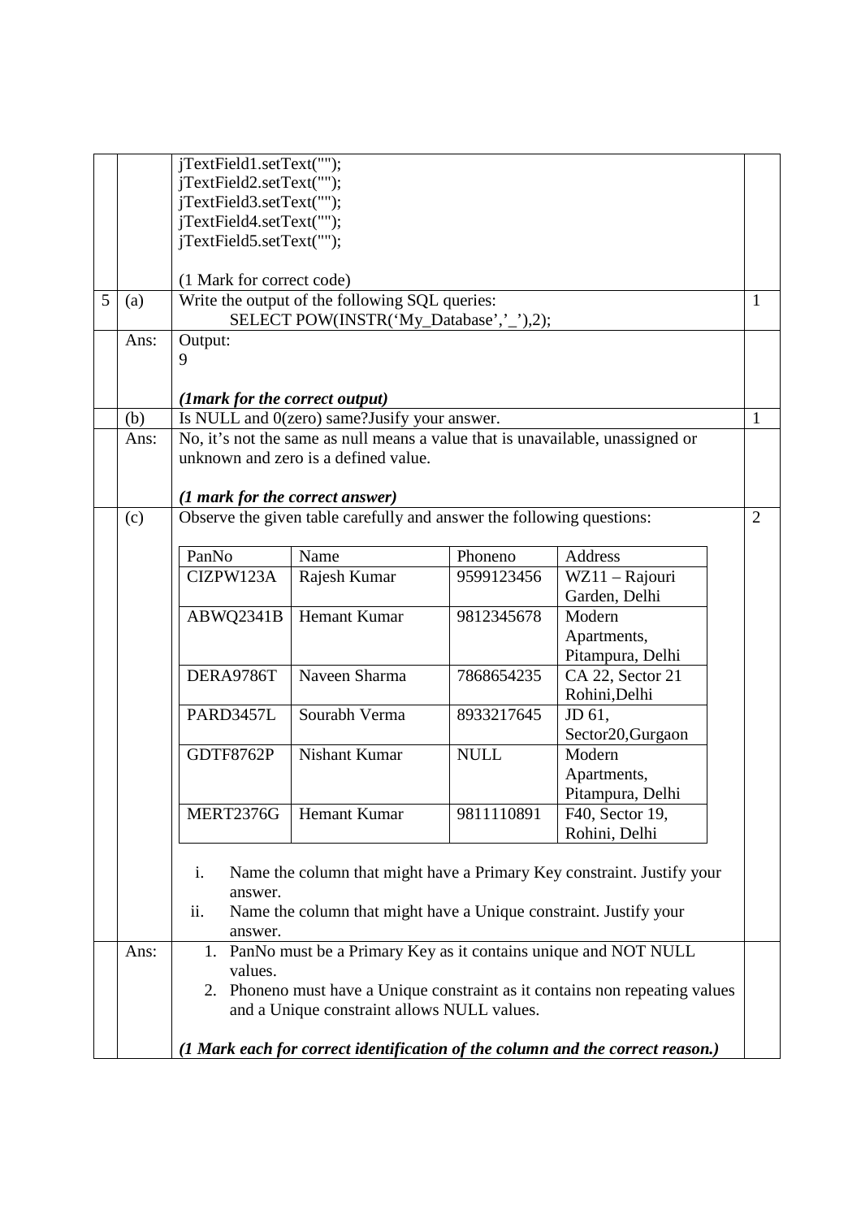```
jTextField1.setText("");
jTextField2.setText("");
jTextField3.setText("");
jTextField4.setText("");
jTextField5.setText("");
```

(1 Mark for correct code)

**5 (a)** Write the output of the following SQL queries: **1**

SELECT POW(INSTR('My_Database','_'),2);

**Ans:** Output:

9

***(1mark for the correct output)***

**(b)** Is NULL and 0(zero) same?Jusify your answer. **1**

**Ans:** No, it's not the same as null means a value that is unavailable, unassigned or unknown and zero is a defined value.

***(1 mark for the correct answer)***

**(c)** Observe the given table carefully and answer the following questions: **2**

| PanNo | Name | Phoneno | Address |
|---|---|---|---|
| CIZPW123A | Rajesh Kumar | 9599123456 | WZ11 – Rajouri Garden, Delhi |
| ABWQ2341B | Hemant Kumar | 9812345678 | Modern Apartments, Pitampura, Delhi |
| DERA9786T | Naveen Sharma | 7868654235 | CA 22, Sector 21 Rohini,Delhi |
| PARD3457L | Sourabh Verma | 8933217645 | JD 61, Sector20,Gurgaon |
| GDTF8762P | Nishant Kumar | NULL | Modern Apartments, Pitampura, Delhi |
| MERT2376G | Hemant Kumar | 9811110891 | F40, Sector 19, Rohini, Delhi |

i. Name the column that might have a Primary Key constraint. Justify your answer.

ii. Name the column that might have a Unique constraint. Justify your answer.

**Ans:**

1. PanNo must be a Primary Key as it contains unique and NOT NULL values.
2. Phoneno must have a Unique constraint as it contains non repeating values and a Unique constraint allows NULL values.

***(1 Mark each for correct identification of the column and the correct reason.)***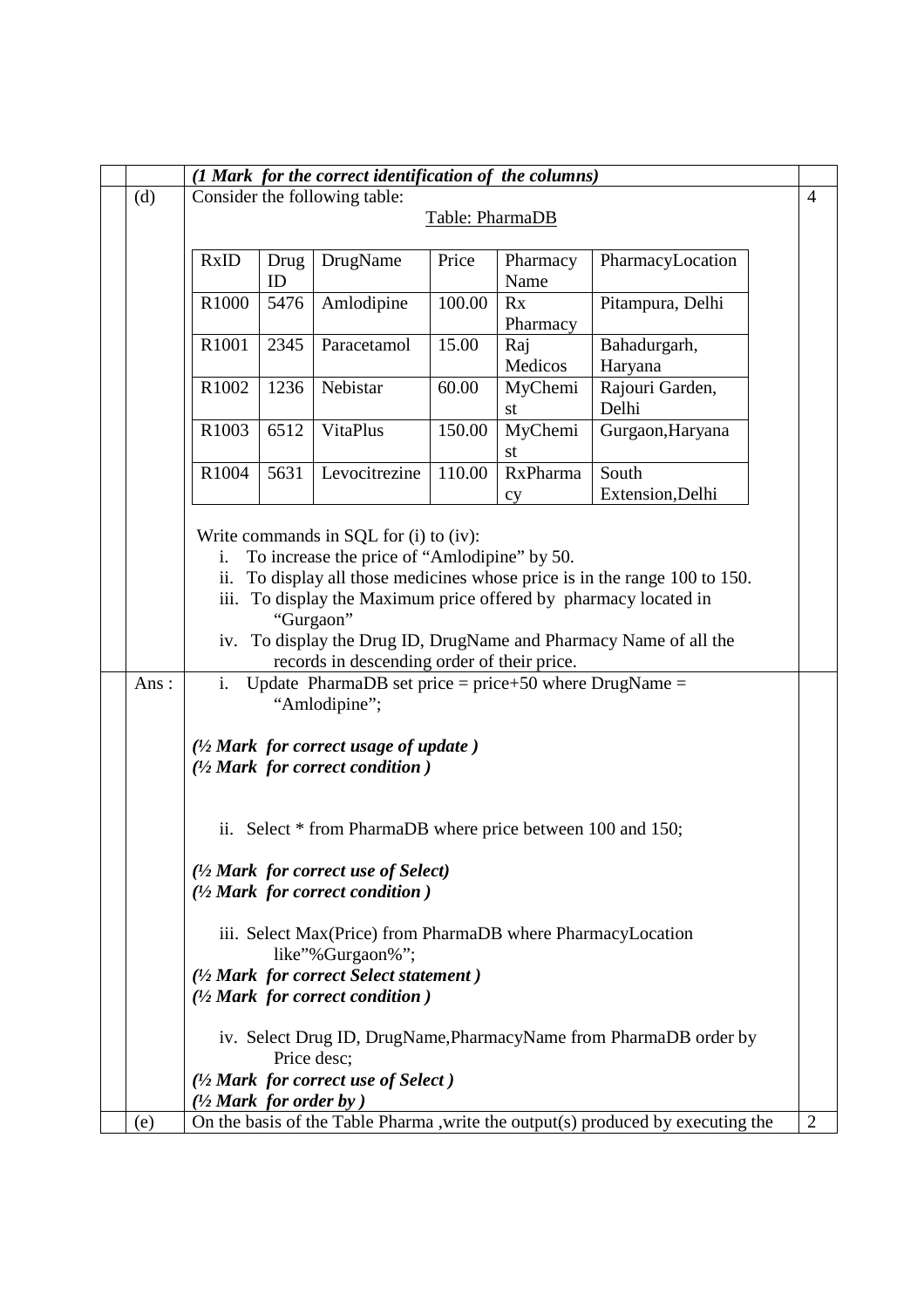*(1 Mark for the correct identification of the columns)*

(d) Consider the following table: **4**

Table: PharmaDB

| RxID | Drug ID | DrugName | Price | Pharmacy Name | PharmacyLocation |
|---|---|---|---|---|---|
| R1000 | 5476 | Amlodipine | 100.00 | Rx Pharmacy | Pitampura, Delhi |
| R1001 | 2345 | Paracetamol | 15.00 | Raj Medicos | Bahadurgarh, Haryana |
| R1002 | 1236 | Nebistar | 60.00 | MyChemist | Rajouri Garden, Delhi |
| R1003 | 6512 | VitaPlus | 150.00 | MyChemist | Gurgaon,Haryana |
| R1004 | 5631 | Levocitrezine | 110.00 | RxPharmacy | South Extension,Delhi |

Write commands in SQL for (i) to (iv):

i. To increase the price of "Amlodipine" by 50.
ii. To display all those medicines whose price is in the range 100 to 150.
iii. To display the Maximum price offered by pharmacy located in "Gurgaon"
iv. To display the Drug ID, DrugName and Pharmacy Name of all the records in descending order of their price.

Ans :

i. Update PharmaDB set price = price+50 where DrugName = "Amlodipine";

*(½ Mark for correct usage of update )*
*(½ Mark for correct condition )*

ii. Select * from PharmaDB where price between 100 and 150;

*(½ Mark for correct use of Select)*
*(½ Mark for correct condition )*

iii. Select Max(Price) from PharmaDB where PharmacyLocation like"%Gurgaon%";

*(½ Mark for correct Select statement )*
*(½ Mark for correct condition )*

iv. Select Drug ID, DrugName,PharmacyName from PharmaDB order by Price desc;

*(½ Mark for correct use of Select )*
*(½ Mark for order by )*

(e) On the basis of the Table Pharma ,write the output(s) produced by executing the **2**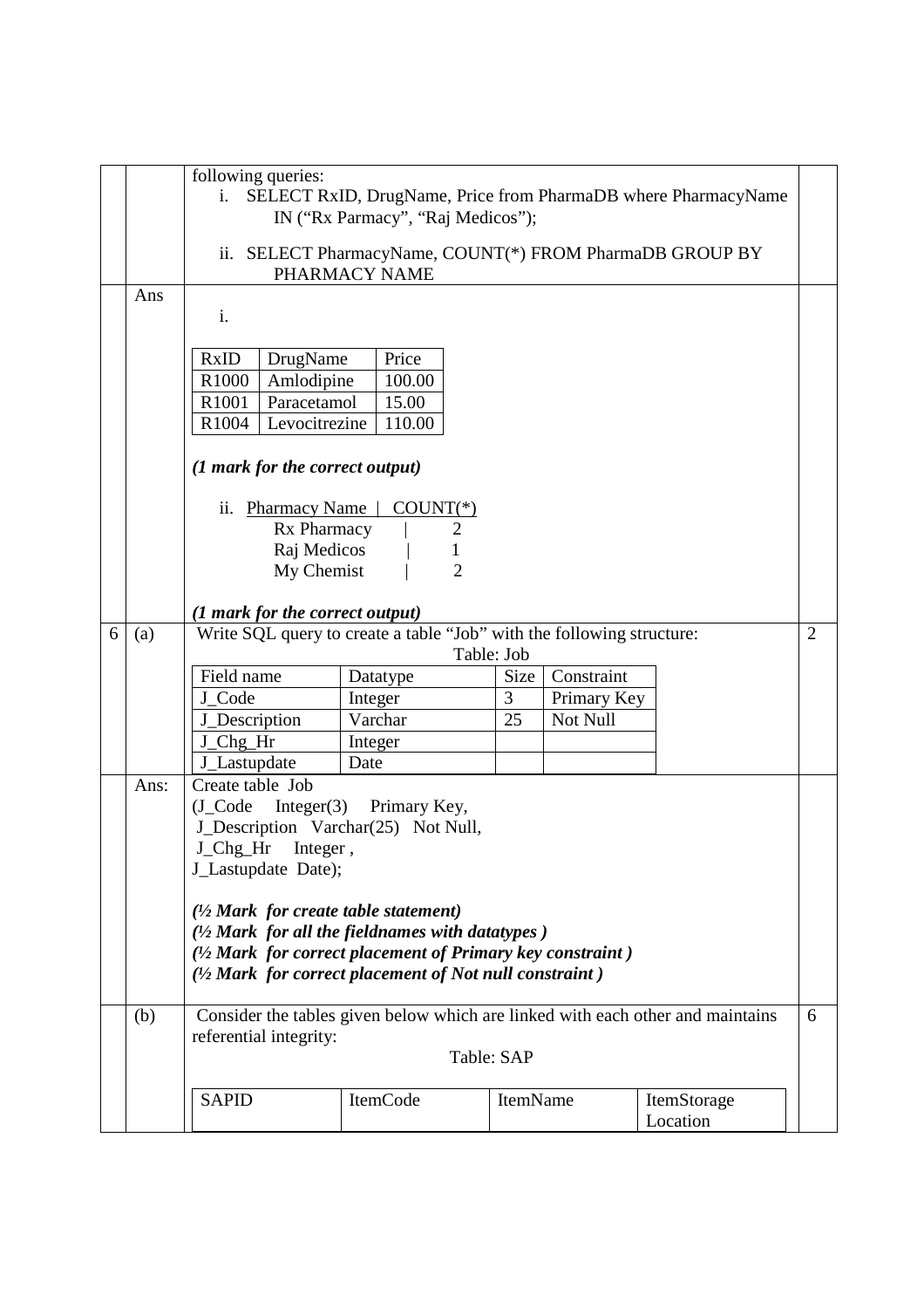following queries:

i. SELECT RxID, DrugName, Price from PharmaDB where PharmacyName IN ("Rx Parmacy", "Raj Medicos");

ii. SELECT PharmacyName, COUNT(*) FROM PharmaDB GROUP BY PHARMACY NAME

**Ans**

i.

| RxID | DrugName | Price |
|---|---|---|
| R1000 | Amlodipine | 100.00 |
| R1001 | Paracetamol | 15.00 |
| R1004 | Levocitrezine | 110.00 |

***(1 mark for the correct output)***

ii.

| Pharmacy Name | COUNT(*) |
|---|---|
| Rx Pharmacy | 2 |
| Raj Medicos | 1 |
| My Chemist | 2 |

***(1 mark for the correct output)***

**6 (a)** Write SQL query to create a table "Job" with the following structure: **2**

Table: Job

| Field name | Datatype | Size | Constraint |
|---|---|---|---|
| J_Code | Integer | 3 | Primary Key |
| J_Description | Varchar | 25 | Not Null |
| J_Chg_Hr | Integer | | |
| J_Lastupdate | Date | | |

**Ans:**

```
Create table Job
(J_Code   Integer(3)   Primary Key,
 J_Description  Varchar(25)  Not Null,
 J_Chg_Hr   Integer ,
J_Lastupdate  Date);
```

***(½ Mark for create table statement)***
***(½ Mark for all the fieldnames with datatypes )***
***(½ Mark for correct placement of Primary key constraint )***
***(½ Mark for correct placement of Not null constraint )***

**(b)** Consider the tables given below which are linked with each other and maintains referential integrity: **6**

Table: SAP

| SAPID | ItemCode | ItemName | ItemStorage Location |
|---|---|---|---|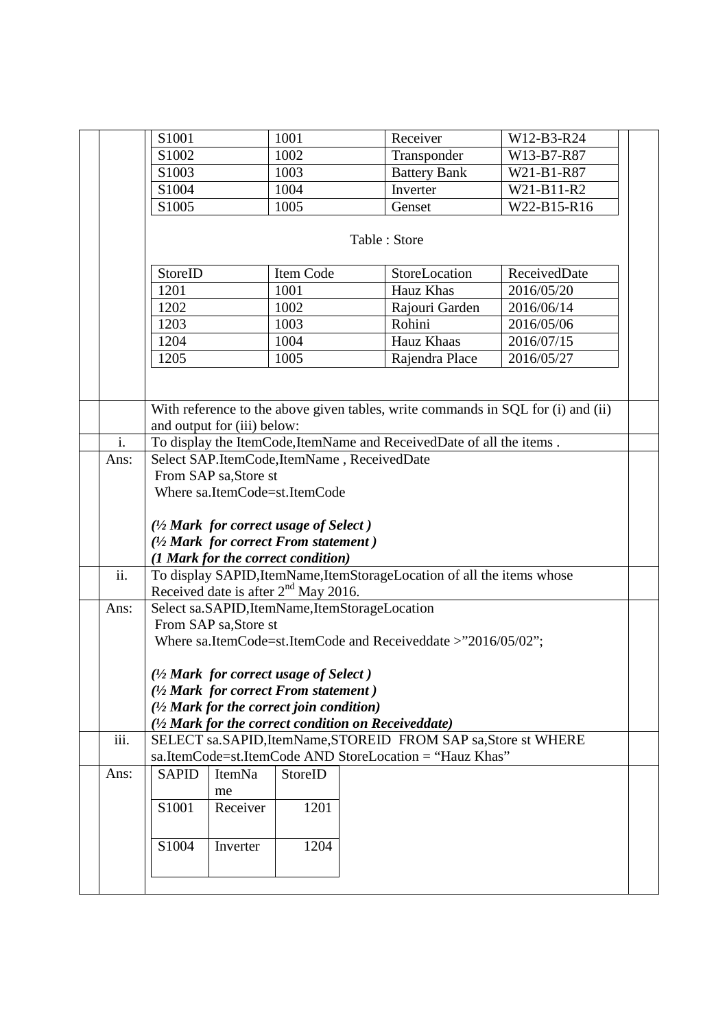| | | | |
|---|---|---|---|
| S1001 | 1001 | Receiver | W12-B3-R24 |
| S1002 | 1002 | Transponder | W13-B7-R87 |
| S1003 | 1003 | Battery Bank | W21-B1-R87 |
| S1004 | 1004 | Inverter | W21-B11-R2 |
| S1005 | 1005 | Genset | W22-B15-R16 |

Table : Store

| StoreID | Item Code | StoreLocation | ReceivedDate |
|---|---|---|---|
| 1201 | 1001 | Hauz Khas | 2016/05/20 |
| 1202 | 1002 | Rajouri Garden | 2016/06/14 |
| 1203 | 1003 | Rohini | 2016/05/06 |
| 1204 | 1004 | Hauz Khaas | 2016/07/15 |
| 1205 | 1005 | Rajendra Place | 2016/05/27 |

With reference to the above given tables, write commands in SQL for (i) and (ii) and output for (iii) below:

i. To display the ItemCode,ItemName and ReceivedDate of all the items .

Ans:

```
Select SAP.ItemCode,ItemName , ReceivedDate
 From SAP sa,Store st
 Where sa.ItemCode=st.ItemCode
```

***(½ Mark for correct usage of Select )***
***(½ Mark for correct From statement )***
***(1 Mark for the correct condition)***

ii. To display SAPID,ItemName,ItemStorageLocation of all the items whose Received date is after 2nd May 2016.

Ans:

```
Select sa.SAPID,ItemName,ItemStorageLocation
 From SAP sa,Store st
 Where sa.ItemCode=st.ItemCode and Receiveddate >"2016/05/02";
```

***(½ Mark for correct usage of Select )***
***(½ Mark for correct From statement )***
***(½ Mark for the correct join condition)***
***(½ Mark for the correct condition on Receiveddate)***

iii. SELECT sa.SAPID,ItemName,STOREID FROM SAP sa,Store st WHERE sa.ItemCode=st.ItemCode AND StoreLocation = "Hauz Khas"

Ans:

| SAPID | ItemName | StoreID |
|---|---|---|
| S1001 | Receiver | 1201 |
| S1004 | Inverter | 1204 |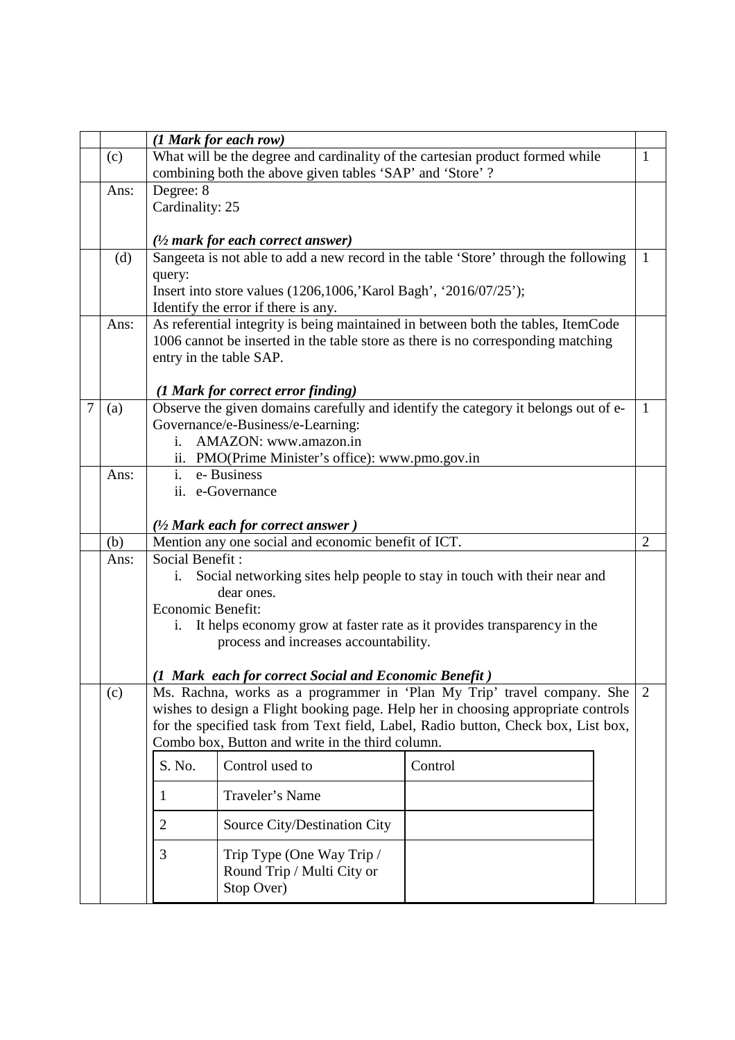| | | | |
|---|---|---|---|
| | | ***(1 Mark for each row)*** | |
| | (c) | What will be the degree and cardinality of the cartesian product formed while combining both the above given tables 'SAP' and 'Store' ? | 1 |
| | Ans: | Degree: 8<br>Cardinality: 25<br><br>***(½ mark for each correct answer)*** | |
| | (d) | Sangeeta is not able to add a new record in the table 'Store' through the following query:<br>Insert into store values (1206,1006,'Karol Bagh', '2016/07/25');<br>Identify the error if there is any. | 1 |
| | Ans: | As referential integrity is being maintained in between both the tables, ItemCode 1006 cannot be inserted in the table store as there is no corresponding matching entry in the table SAP.<br><br>***(1 Mark for correct error finding)*** | |
| 7 | (a) | Observe the given domains carefully and identify the category it belongs out of e-Governance/e-Business/e-Learning:<br>i. AMAZON: www.amazon.in<br>ii. PMO(Prime Minister's office): www.pmo.gov.in | 1 |
| | Ans: | i. e- Business<br>ii. e-Governance<br><br>***(½ Mark each for correct answer )*** | |
| | (b) | Mention any one social and economic benefit of ICT. | 2 |
| | Ans: | Social Benefit :<br>i. Social networking sites help people to stay in touch with their near and dear ones.<br>Economic Benefit:<br>i. It helps economy grow at faster rate as it provides transparency in the process and increases accountability.<br><br>***(1 Mark each for correct Social and Economic Benefit )*** | |
| | (c) | Ms. Rachna, works as a programmer in 'Plan My Trip' travel company. She wishes to design a Flight booking page. Help her in choosing appropriate controls for the specified task from Text field, Label, Radio button, Check box, List box, Combo box, Button and write in the third column. | 2 |

| S. No. | Control used to | Control |
|---|---|---|
| 1 | Traveler's Name | |
| 2 | Source City/Destination City | |
| 3 | Trip Type (One Way Trip / Round Trip / Multi City or Stop Over) | |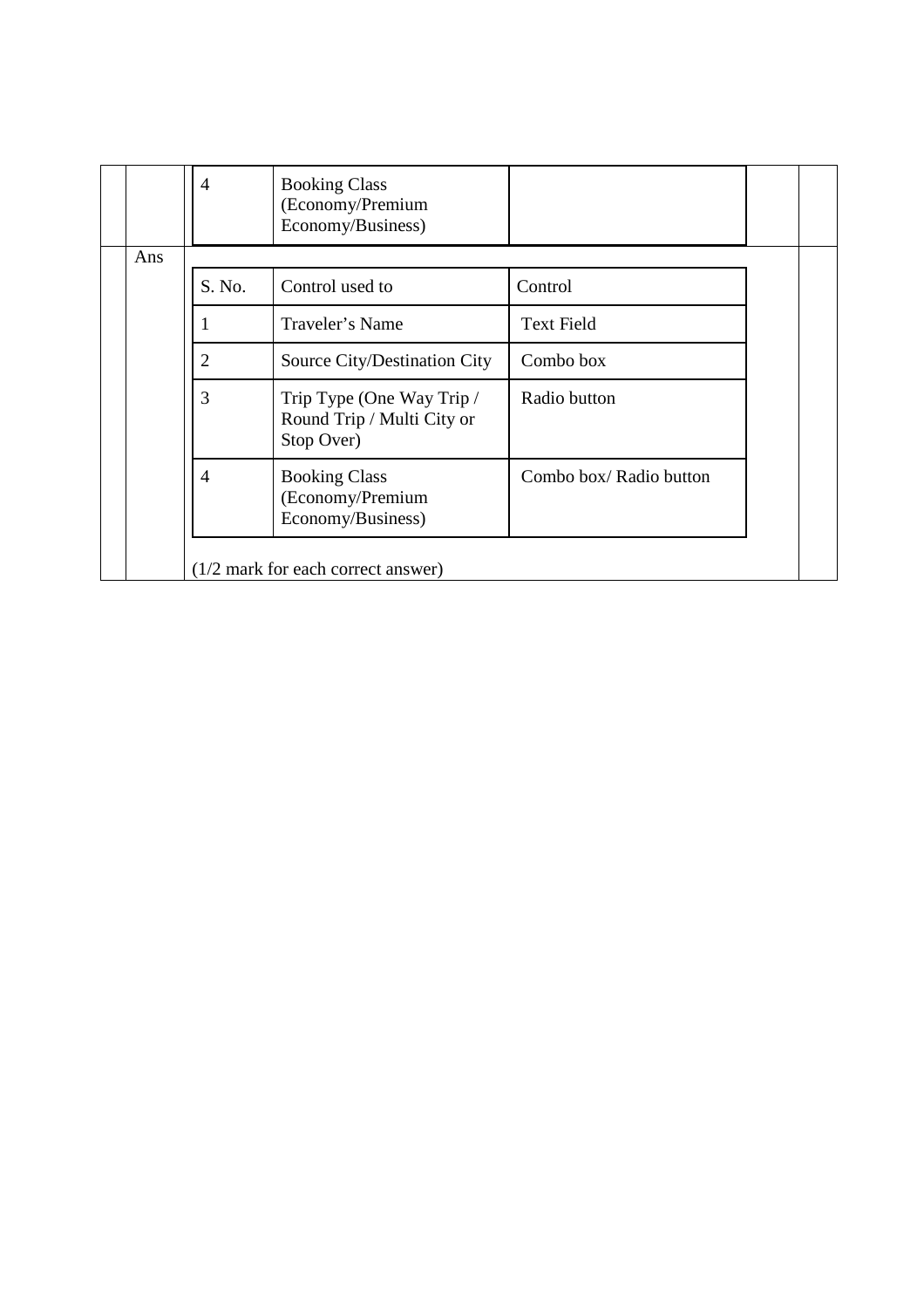| | | |
|---|---|---|
| 4 | Booking Class (Economy/Premium Economy/Business) | |

Ans

| S. No. | Control used to | Control |
|---|---|---|
| 1 | Traveler's Name | Text Field |
| 2 | Source City/Destination City | Combo box |
| 3 | Trip Type (One Way Trip / Round Trip / Multi City or Stop Over) | Radio button |
| 4 | Booking Class (Economy/Premium Economy/Business) | Combo box/ Radio button |

(1/2 mark for each correct answer)